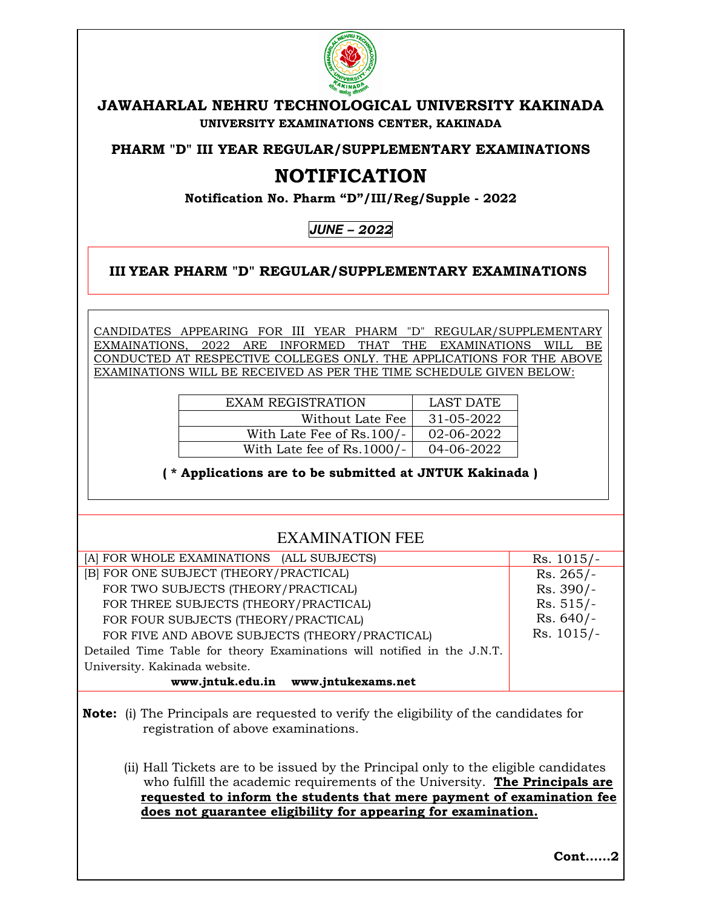# JAWAHARLAL NEHRU TECHNOLOGICAL UNIVERSITY KAKINADA

**UNIVERSITY EXAMINATIONS CENTER, KAKINADA**

**PHARM "D" III YEAR REGULAR/SUPPLEMENTARY EXAMINATIONS**

# NOTIFICATION

**Notification No. Pharm "D"/III/Reg/Supple - 2022**

***JUNE – 2022***

## III YEAR PHARM "D" REGULAR/SUPPLEMENTARY EXAMINATIONS

CANDIDATES APPEARING FOR III YEAR PHARM "D" REGULAR/SUPPLEMENTARY EXMAINATIONS, 2022 ARE INFORMED THAT THE EXAMINATIONS WILL BE CONDUCTED AT RESPECTIVE COLLEGES ONLY. THE APPLICATIONS FOR THE ABOVE EXAMINATIONS WILL BE RECEIVED AS PER THE TIME SCHEDULE GIVEN BELOW:

| EXAM REGISTRATION | LAST DATE |
| --- | --- |
| Without Late Fee | 31-05-2022 |
| With Late Fee of Rs.100/- | 02-06-2022 |
| With Late fee of Rs.1000/- | 04-06-2022 |

**( * Applications are to be submitted at JNTUK Kakinada )**

## EXAMINATION FEE

| | |
| --- | --- |
| [A] FOR WHOLE EXAMINATIONS (ALL SUBJECTS) | Rs. 1015/- |
| [B] FOR ONE SUBJECT (THEORY/PRACTICAL) | Rs. 265/- |
| FOR TWO SUBJECTS (THEORY/PRACTICAL) | Rs. 390/- |
| FOR THREE SUBJECTS (THEORY/PRACTICAL) | Rs. 515/- |
| FOR FOUR SUBJECTS (THEORY/PRACTICAL) | Rs. 640/- |
| FOR FIVE AND ABOVE SUBJECTS (THEORY/PRACTICAL) | Rs. 1015/- |

Detailed Time Table for theory Examinations will notified in the J.N.T. University. Kakinada website.

**www.jntuk.edu.in www.jntukexams.net**

**Note:** (i) The Principals are requested to verify the eligibility of the candidates for registration of above examinations.

(ii) Hall Tickets are to be issued by the Principal only to the eligible candidates who fulfill the academic requirements of the University. **The Principals are requested to inform the students that mere payment of examination fee does not guarantee eligibility for appearing for examination.**

**Cont......2**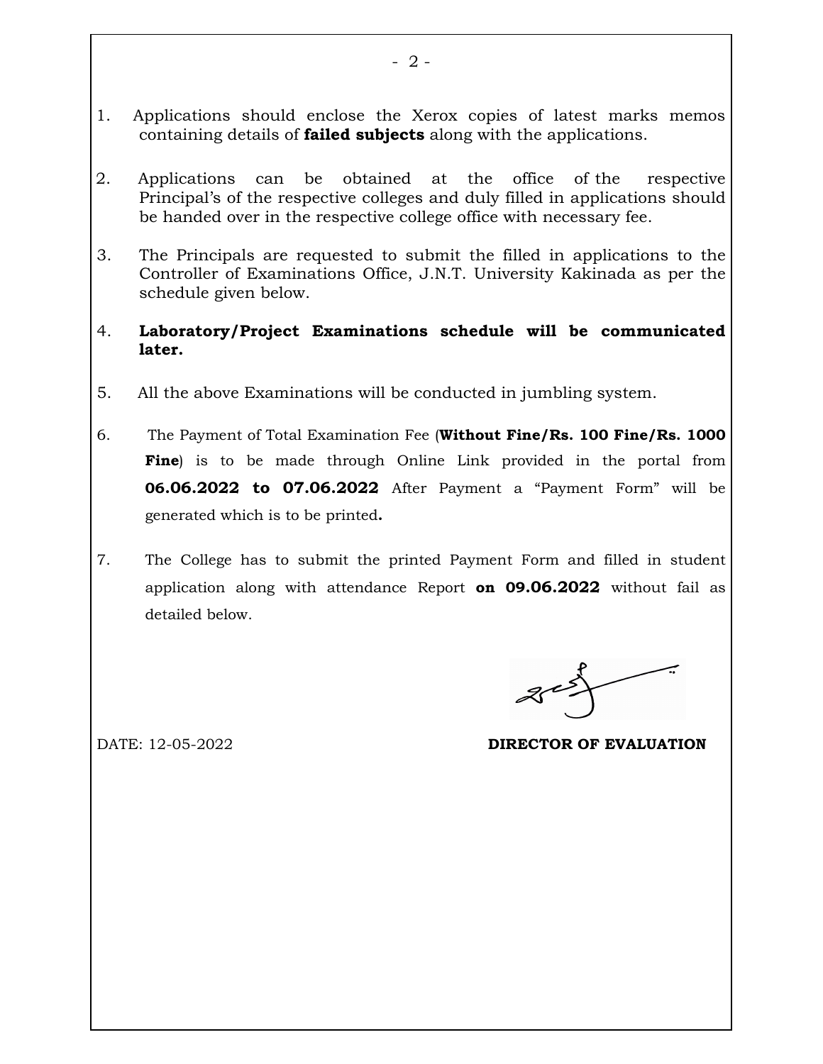1. Applications should enclose the Xerox copies of latest marks memos containing details of **failed subjects** along with the applications.

2. Applications can be obtained at the office of the respective Principal's of the respective colleges and duly filled in applications should be handed over in the respective college office with necessary fee.

3. The Principals are requested to submit the filled in applications to the Controller of Examinations Office, J.N.T. University Kakinada as per the schedule given below.

4. **Laboratory/Project Examinations schedule will be communicated later.**

5. All the above Examinations will be conducted in jumbling system.

6. The Payment of Total Examination Fee (**Without Fine/Rs. 100 Fine/Rs. 1000 Fine**) is to be made through Online Link provided in the portal from **06.06.2022 to 07.06.2022** After Payment a "Payment Form" will be generated which is to be printed**.**

7. The College has to submit the printed Payment Form and filled in student application along with attendance Report **on 09.06.2022** without fail as detailed below.

DATE: 12-05-2022

**DIRECTOR OF EVALUATION**